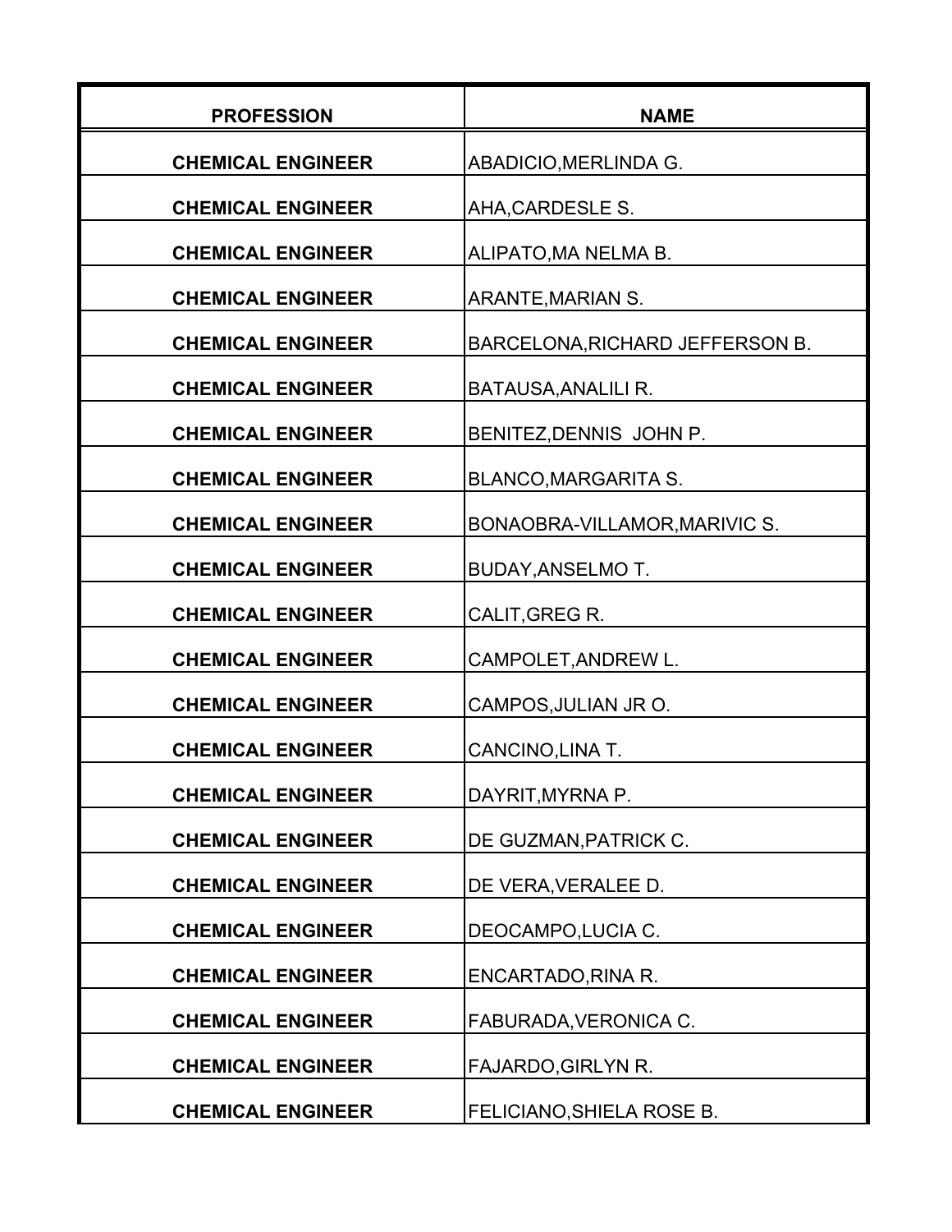| PROFESSION | NAME |
| --- | --- |
| CHEMICAL ENGINEER | ABADICIO,MERLINDA G. |
| CHEMICAL ENGINEER | AHA,CARDESLE S. |
| CHEMICAL ENGINEER | ALIPATO,MA NELMA B. |
| CHEMICAL ENGINEER | ARANTE,MARIAN S. |
| CHEMICAL ENGINEER | BARCELONA,RICHARD JEFFERSON B. |
| CHEMICAL ENGINEER | BATAUSA,ANALILI R. |
| CHEMICAL ENGINEER | BENITEZ,DENNIS JOHN P. |
| CHEMICAL ENGINEER | BLANCO,MARGARITA S. |
| CHEMICAL ENGINEER | BONAOBRA-VILLAMOR,MARIVIC S. |
| CHEMICAL ENGINEER | BUDAY,ANSELMO T. |
| CHEMICAL ENGINEER | CALIT,GREG R. |
| CHEMICAL ENGINEER | CAMPOLET,ANDREW L. |
| CHEMICAL ENGINEER | CAMPOS,JULIAN JR O. |
| CHEMICAL ENGINEER | CANCINO,LINA T. |
| CHEMICAL ENGINEER | DAYRIT,MYRNA P. |
| CHEMICAL ENGINEER | DE GUZMAN,PATRICK C. |
| CHEMICAL ENGINEER | DE VERA,VERALEE D. |
| CHEMICAL ENGINEER | DEOCAMPO,LUCIA C. |
| CHEMICAL ENGINEER | ENCARTADO,RINA R. |
| CHEMICAL ENGINEER | FABURADA,VERONICA C. |
| CHEMICAL ENGINEER | FAJARDO,GIRLYN R. |
| CHEMICAL ENGINEER | FELICIANO,SHIELA ROSE B. |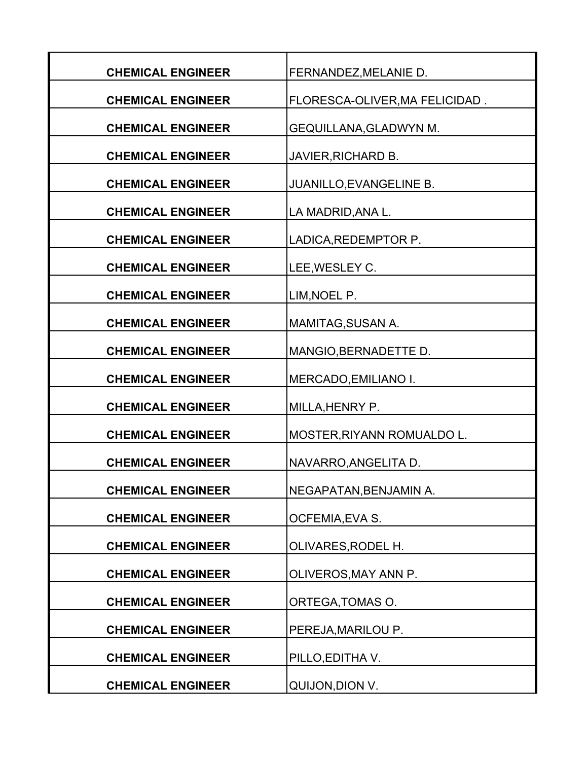| | |
|---|---|
| CHEMICAL ENGINEER | FERNANDEZ,MELANIE D. |
| CHEMICAL ENGINEER | FLORESCA-OLIVER,MA FELICIDAD . |
| CHEMICAL ENGINEER | GEQUILLANA,GLADWYN M. |
| CHEMICAL ENGINEER | JAVIER,RICHARD B. |
| CHEMICAL ENGINEER | JUANILLO,EVANGELINE B. |
| CHEMICAL ENGINEER | LA MADRID,ANA L. |
| CHEMICAL ENGINEER | LADICA,REDEMPTOR P. |
| CHEMICAL ENGINEER | LEE,WESLEY C. |
| CHEMICAL ENGINEER | LIM,NOEL P. |
| CHEMICAL ENGINEER | MAMITAG,SUSAN A. |
| CHEMICAL ENGINEER | MANGIO,BERNADETTE D. |
| CHEMICAL ENGINEER | MERCADO,EMILIANO I. |
| CHEMICAL ENGINEER | MILLA,HENRY P. |
| CHEMICAL ENGINEER | MOSTER,RIYANN ROMUALDO L. |
| CHEMICAL ENGINEER | NAVARRO,ANGELITA D. |
| CHEMICAL ENGINEER | NEGAPATAN,BENJAMIN A. |
| CHEMICAL ENGINEER | OCFEMIA,EVA S. |
| CHEMICAL ENGINEER | OLIVARES,RODEL H. |
| CHEMICAL ENGINEER | OLIVEROS,MAY ANN P. |
| CHEMICAL ENGINEER | ORTEGA,TOMAS O. |
| CHEMICAL ENGINEER | PEREJA,MARILOU P. |
| CHEMICAL ENGINEER | PILLO,EDITHA V. |
| CHEMICAL ENGINEER | QUIJON,DION V. |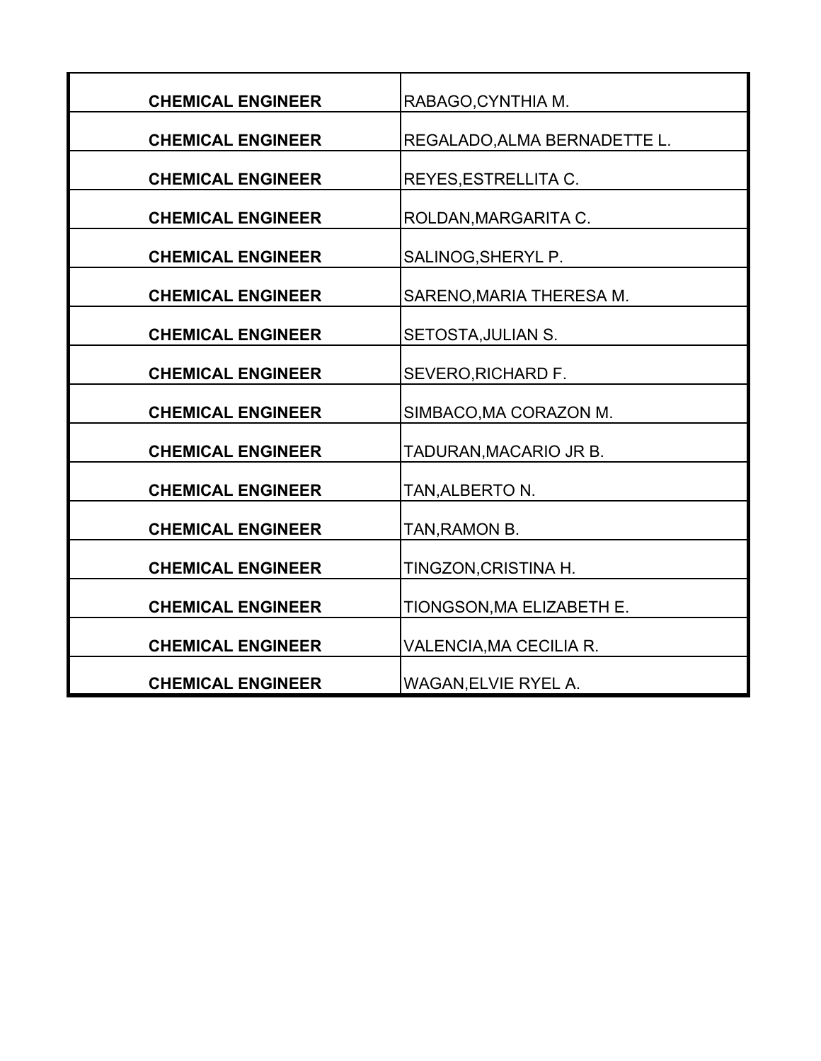| | |
|---|---|
| **CHEMICAL ENGINEER** | RABAGO,CYNTHIA M. |
| **CHEMICAL ENGINEER** | REGALADO,ALMA BERNADETTE L. |
| **CHEMICAL ENGINEER** | REYES,ESTRELLITA C. |
| **CHEMICAL ENGINEER** | ROLDAN,MARGARITA C. |
| **CHEMICAL ENGINEER** | SALINOG,SHERYL P. |
| **CHEMICAL ENGINEER** | SARENO,MARIA THERESA M. |
| **CHEMICAL ENGINEER** | SETOSTA,JULIAN S. |
| **CHEMICAL ENGINEER** | SEVERO,RICHARD F. |
| **CHEMICAL ENGINEER** | SIMBACO,MA CORAZON M. |
| **CHEMICAL ENGINEER** | TADURAN,MACARIO JR B. |
| **CHEMICAL ENGINEER** | TAN,ALBERTO N. |
| **CHEMICAL ENGINEER** | TAN,RAMON B. |
| **CHEMICAL ENGINEER** | TINGZON,CRISTINA H. |
| **CHEMICAL ENGINEER** | TIONGSON,MA ELIZABETH E. |
| **CHEMICAL ENGINEER** | VALENCIA,MA CECILIA R. |
| **CHEMICAL ENGINEER** | WAGAN,ELVIE RYEL A. |